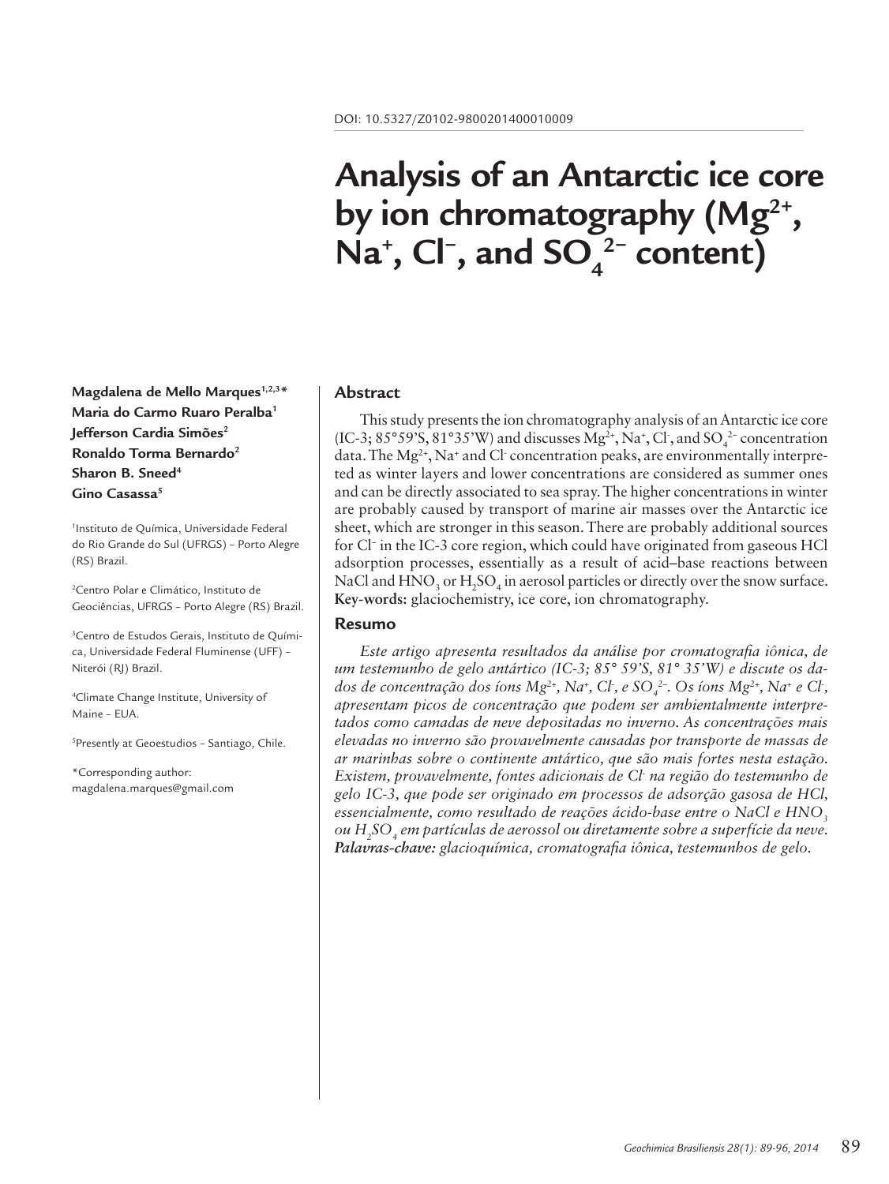DOI: 10.5327/Z0102-9800201400010009

# Analysis of an Antarctic ice core by ion chromatography ($Mg^{2+}$, $Na^{+}$, $Cl^{-}$, and $SO_4^{2-}$ content)

**Magdalena de Mello Marques[1,2,3]***
**Maria do Carmo Ruaro Peralba[1]**
**Jefferson Cardia Simões[2]**
**Ronaldo Torma Bernardo[2]**
**Sharon B. Sneed[4]**
**Gino Casassa[5]**

[1]Instituto de Química, Universidade Federal do Rio Grande do Sul (UFRGS) – Porto Alegre (RS) Brazil.

[2]Centro Polar e Climático, Instituto de Geociências, UFRGS – Porto Alegre (RS) Brazil.

[3]Centro de Estudos Gerais, Instituto de Química, Universidade Federal Fluminense (UFF) – Niterói (RJ) Brazil.

[4]Climate Change Institute, University of Maine – EUA.

[5]Presently at Geoestudios – Santiago, Chile.

*Corresponding author: magdalena.marques@gmail.com

## Abstract

This study presents the ion chromatography analysis of an Antarctic ice core (IC-3; 85°59'S, 81°35'W) and discusses $Mg^{2+}$, $Na^{+}$, $Cl^{-}$, and $SO_4^{2-}$ concentration data. The $Mg^{2+}$, $Na^{+}$ and $Cl^{-}$ concentration peaks, are environmentally interpreted as winter layers and lower concentrations are considered as summer ones and can be directly associated to sea spray. The higher concentrations in winter are probably caused by transport of marine air masses over the Antarctic ice sheet, which are stronger in this season. There are probably additional sources for $Cl^{-}$ in the IC-3 core region, which could have originated from gaseous HCl adsorption processes, essentially as a result of acid–base reactions between NaCl and $HNO_3$ or $H_2SO_4$ in aerosol particles or directly over the snow surface.
**Key-words:** glaciochemistry, ice core, ion chromatography.

## Resumo

*Este artigo apresenta resultados da análise por cromatografia iônica, de um testemunho de gelo antártico (IC-3; 85° 59'S, 81° 35'W) e discute os dados de concentração dos íons $Mg^{2+}$, $Na^{+}$, $Cl^{-}$, e $SO_4^{2-}$. Os íons $Mg^{2+}$, $Na^{+}$ e $Cl^{-}$, apresentam picos de concentração que podem ser ambientalmente interpretados como camadas de neve depositadas no inverno. As concentrações mais elevadas no inverno são provavelmente causadas por transporte de massas de ar marinhas sobre o continente antártico, que são mais fortes nesta estação. Existem, provavelmente, fontes adicionais de $Cl^{-}$ na região do testemunho de gelo IC-3, que pode ser originado em processos de adsorção gasosa de HCl, essencialmente, como resultado de reações ácido-base entre o NaCl e $HNO_3$ ou $H_2SO_4$ em partículas de aerossol ou diretamente sobre a superfície da neve.*
***Palavras-chave:** glacioquímica, cromatografia iônica, testemunhos de gelo.*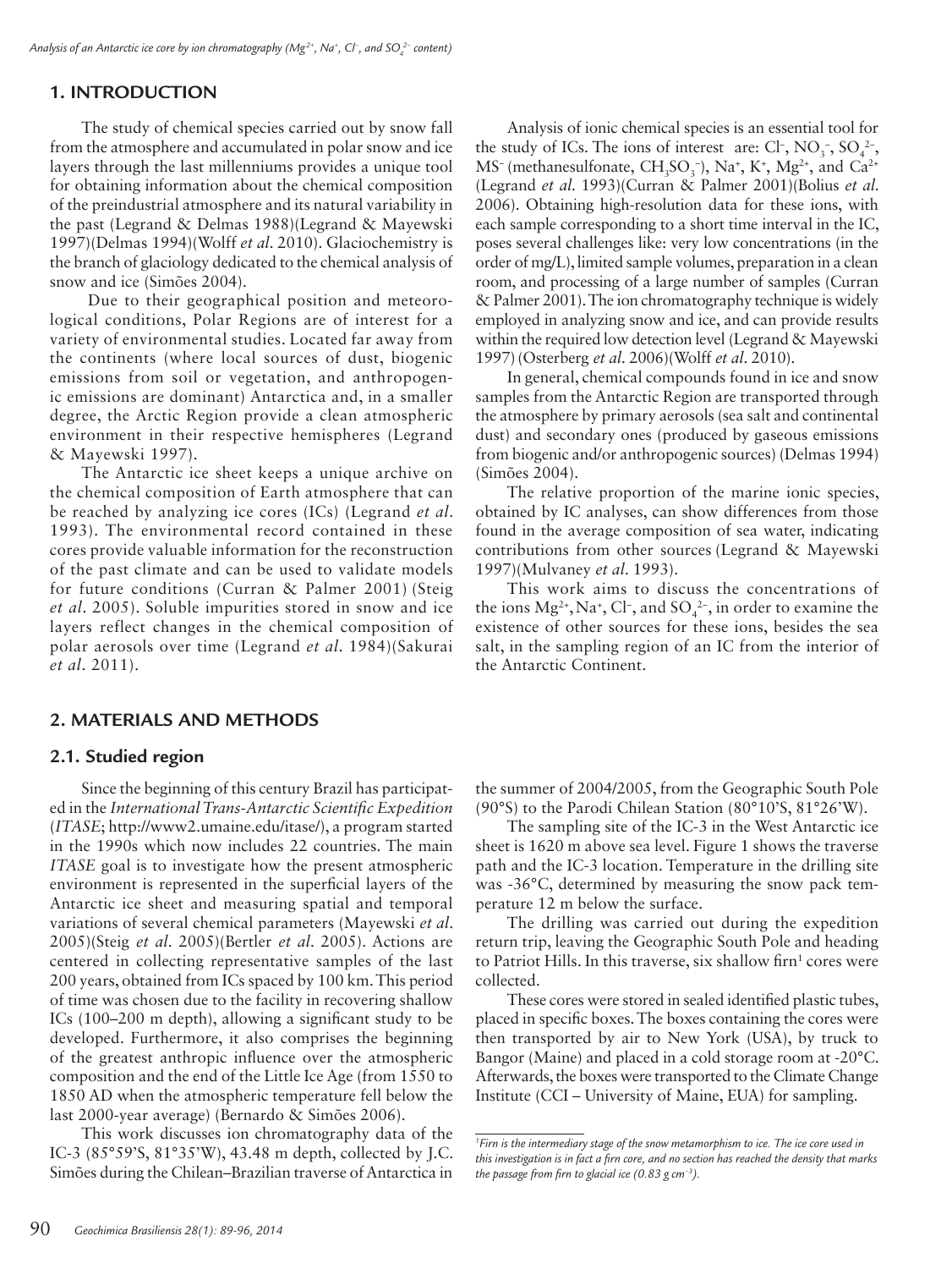## 1. INTRODUCTION

The study of chemical species carried out by snow fall from the atmosphere and accumulated in polar snow and ice layers through the last millenniums provides a unique tool for obtaining information about the chemical composition of the preindustrial atmosphere and its natural variability in the past (Legrand & Delmas 1988)(Legrand & Mayewski 1997)(Delmas 1994)(Wolff *et al.* 2010). Glaciochemistry is the branch of glaciology dedicated to the chemical analysis of snow and ice (Simões 2004).

Due to their geographical position and meteorological conditions, Polar Regions are of interest for a variety of environmental studies. Located far away from the continents (where local sources of dust, biogenic emissions from soil or vegetation, and anthropogenic emissions are dominant) Antarctica and, in a smaller degree, the Arctic Region provide a clean atmospheric environment in their respective hemispheres (Legrand & Mayewski 1997).

The Antarctic ice sheet keeps a unique archive on the chemical composition of Earth atmosphere that can be reached by analyzing ice cores (ICs) (Legrand *et al.* 1993). The environmental record contained in these cores provide valuable information for the reconstruction of the past climate and can be used to validate models for future conditions (Curran & Palmer 2001) (Steig *et al.* 2005). Soluble impurities stored in snow and ice layers reflect changes in the chemical composition of polar aerosols over time (Legrand *et al.* 1984)(Sakurai *et al.* 2011).

Analysis of ionic chemical species is an essential tool for the study of ICs. The ions of interest are: $Cl^-$, $NO_3^-$, $SO_4^{2-}$, $MS^-$ (methanesulfonate, $CH_3SO_3^-$), $Na^+$, $K^+$, $Mg^{2+}$, and $Ca^{2+}$ (Legrand *et al.* 1993)(Curran & Palmer 2001)(Bolius *et al.* 2006). Obtaining high-resolution data for these ions, with each sample corresponding to a short time interval in the IC, poses several challenges like: very low concentrations (in the order of mg/L), limited sample volumes, preparation in a clean room, and processing of a large number of samples (Curran & Palmer 2001). The ion chromatography technique is widely employed in analyzing snow and ice, and can provide results within the required low detection level (Legrand & Mayewski 1997) (Osterberg *et al.* 2006)(Wolff *et al.* 2010).

In general, chemical compounds found in ice and snow samples from the Antarctic Region are transported through the atmosphere by primary aerosols (sea salt and continental dust) and secondary ones (produced by gaseous emissions from biogenic and/or anthropogenic sources) (Delmas 1994) (Simões 2004).

The relative proportion of the marine ionic species, obtained by IC analyses, can show differences from those found in the average composition of sea water, indicating contributions from other sources (Legrand & Mayewski 1997)(Mulvaney *et al.* 1993).

This work aims to discuss the concentrations of the ions $Mg^{2+}$, $Na^+$, $Cl^-$, and $SO_4^{2-}$, in order to examine the existence of other sources for these ions, besides the sea salt, in the sampling region of an IC from the interior of the Antarctic Continent.

## 2. MATERIALS AND METHODS

### 2.1. Studied region

Since the beginning of this century Brazil has participated in the *International Trans-Antarctic Scientific Expedition* (*ITASE*; http://www2.umaine.edu/itase/), a program started in the 1990s which now includes 22 countries. The main *ITASE* goal is to investigate how the present atmospheric environment is represented in the superficial layers of the Antarctic ice sheet and measuring spatial and temporal variations of several chemical parameters (Mayewski *et al.* 2005)(Steig *et al.* 2005)(Bertler *et al.* 2005). Actions are centered in collecting representative samples of the last 200 years, obtained from ICs spaced by 100 km. This period of time was chosen due to the facility in recovering shallow ICs (100–200 m depth), allowing a significant study to be developed. Furthermore, it also comprises the beginning of the greatest anthropic influence over the atmospheric composition and the end of the Little Ice Age (from 1550 to 1850 AD when the atmospheric temperature fell below the last 2000-year average) (Bernardo & Simões 2006).

This work discusses ion chromatography data of the IC-3 (85°59'S, 81°35'W), 43.48 m depth, collected by J.C. Simões during the Chilean–Brazilian traverse of Antarctica in the summer of 2004/2005, from the Geographic South Pole (90°S) to the Parodi Chilean Station (80°10'S, 81°26'W).

The sampling site of the IC-3 in the West Antarctic ice sheet is 1620 m above sea level. Figure 1 shows the traverse path and the IC-3 location. Temperature in the drilling site was -36°C, determined by measuring the snow pack temperature 12 m below the surface.

The drilling was carried out during the expedition return trip, leaving the Geographic South Pole and heading to Patriot Hills. In this traverse, six shallow firn[1] cores were collected.

These cores were stored in sealed identified plastic tubes, placed in specific boxes. The boxes containing the cores were then transported by air to New York (USA), by truck to Bangor (Maine) and placed in a cold storage room at -20°C. Afterwards, the boxes were transported to the Climate Change Institute (CCI – University of Maine, EUA) for sampling.

[1] *Firn is the intermediary stage of the snow metamorphism to ice. The ice core used in this investigation is in fact a firn core, and no section has reached the density that marks the passage from firn to glacial ice (0.83 g cm*$^{-3}$*).*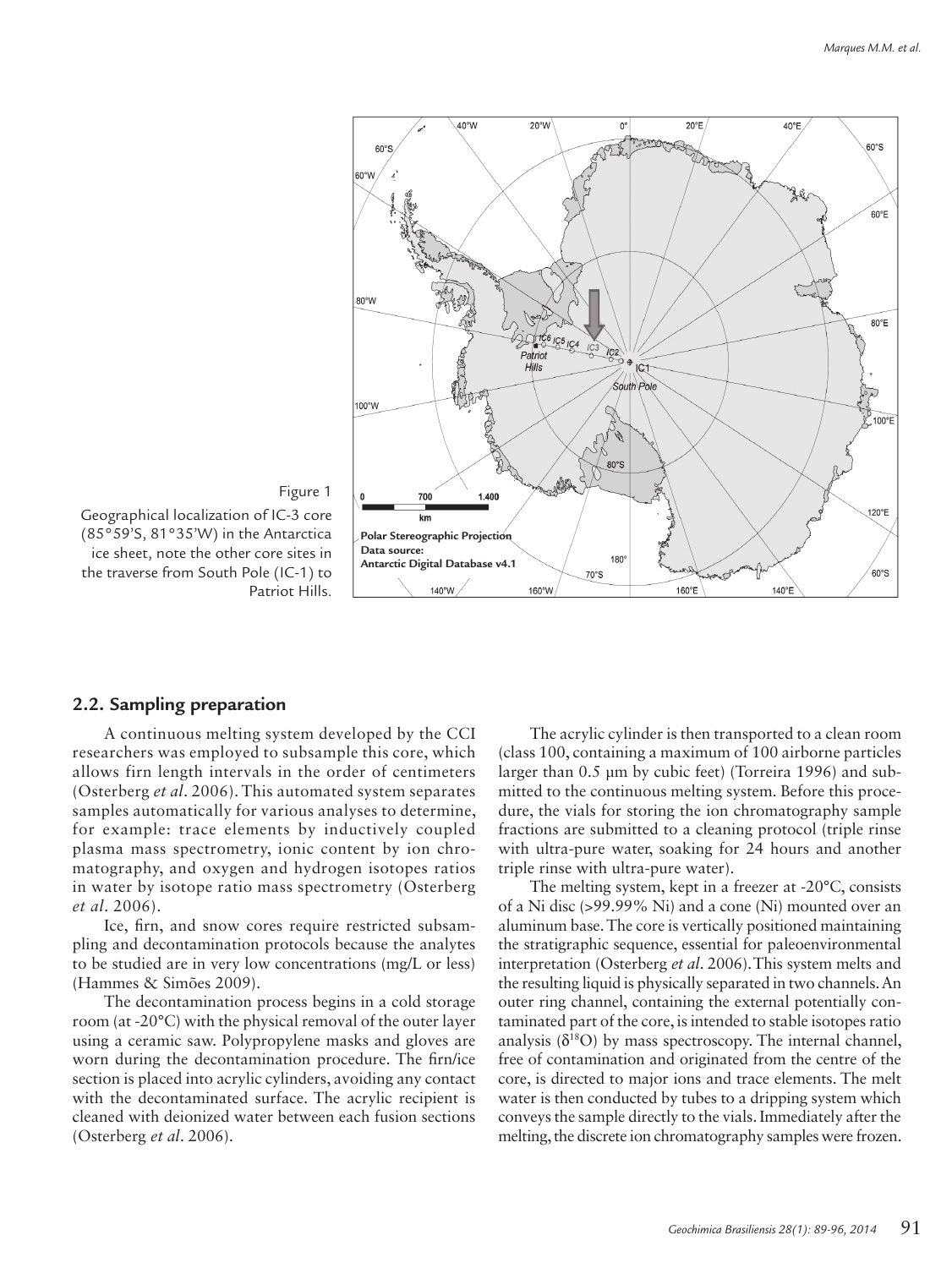Figure 1
Geographical localization of IC-3 core (85°59'S, 81°35'W) in the Antarctica ice sheet, note the other core sites in the traverse from South Pole (IC-1) to Patriot Hills.

## 2.2. Sampling preparation

A continuous melting system developed by the CCI researchers was employed to subsample this core, which allows firn length intervals in the order of centimeters (Osterberg *et al*. 2006). This automated system separates samples automatically for various analyses to determine, for example: trace elements by inductively coupled plasma mass spectrometry, ionic content by ion chromatography, and oxygen and hydrogen isotopes ratios in water by isotope ratio mass spectrometry (Osterberg *et al*. 2006).

Ice, firn, and snow cores require restricted subsampling and decontamination protocols because the analytes to be studied are in very low concentrations (mg/L or less) (Hammes & Simões 2009).

The decontamination process begins in a cold storage room (at -20°C) with the physical removal of the outer layer using a ceramic saw. Polypropylene masks and gloves are worn during the decontamination procedure. The firn/ice section is placed into acrylic cylinders, avoiding any contact with the decontaminated surface. The acrylic recipient is cleaned with deionized water between each fusion sections (Osterberg *et al*. 2006).

The acrylic cylinder is then transported to a clean room (class 100, containing a maximum of 100 airborne particles larger than 0.5 µm by cubic feet) (Torreira 1996) and submitted to the continuous melting system. Before this procedure, the vials for storing the ion chromatography sample fractions are submitted to a cleaning protocol (triple rinse with ultra-pure water, soaking for 24 hours and another triple rinse with ultra-pure water).

The melting system, kept in a freezer at -20°C, consists of a Ni disc (>99.99% Ni) and a cone (Ni) mounted over an aluminum base. The core is vertically positioned maintaining the stratigraphic sequence, essential for paleoenvironmental interpretation (Osterberg *et al*. 2006). This system melts and the resulting liquid is physically separated in two channels. An outer ring channel, containing the external potentially contaminated part of the core, is intended to stable isotopes ratio analysis ($\delta^{18}O$) by mass spectroscopy. The internal channel, free of contamination and originated from the centre of the core, is directed to major ions and trace elements. The melt water is then conducted by tubes to a dripping system which conveys the sample directly to the vials. Immediately after the melting, the discrete ion chromatography samples were frozen.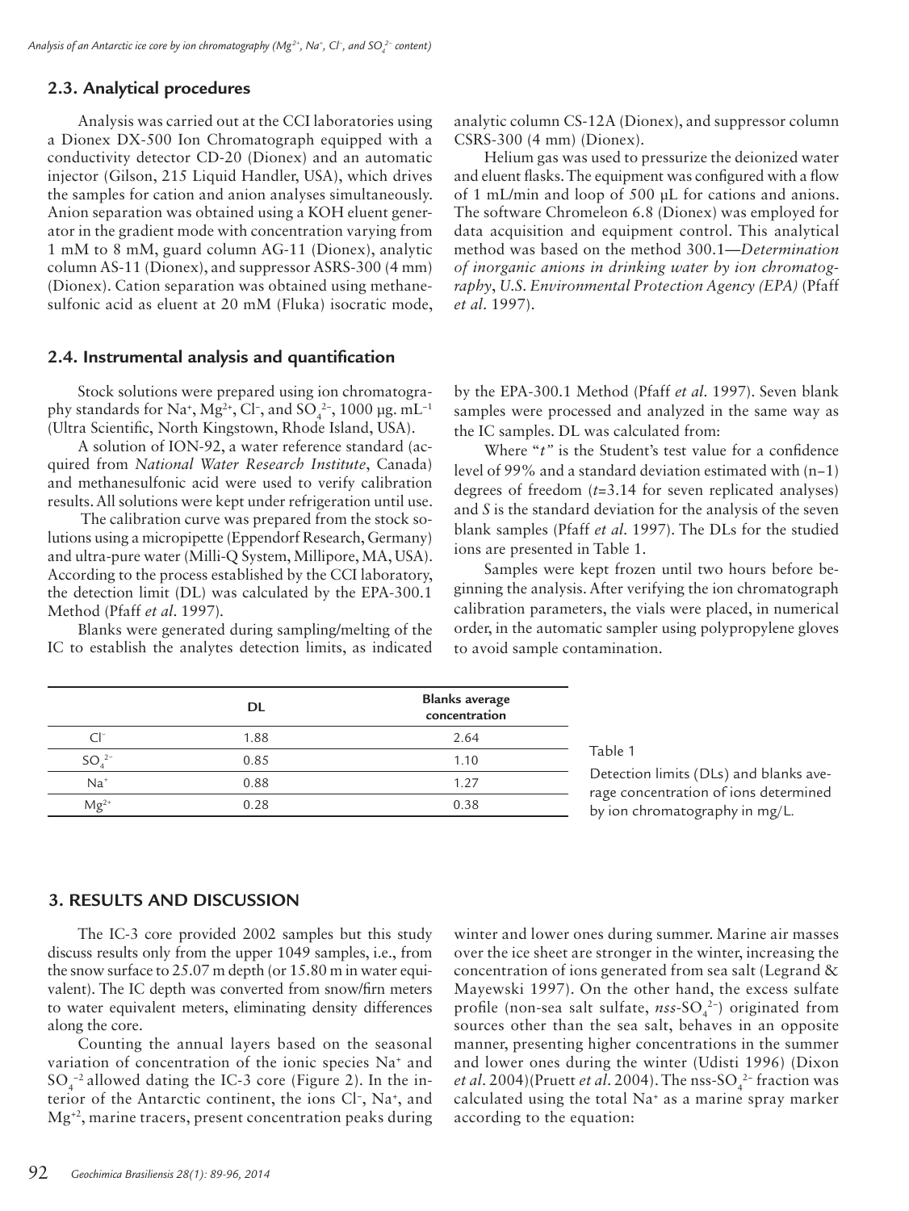## 2.3. Analytical procedures

Analysis was carried out at the CCI laboratories using a Dionex DX-500 Ion Chromatograph equipped with a conductivity detector CD-20 (Dionex) and an automatic injector (Gilson, 215 Liquid Handler, USA), which drives the samples for cation and anion analyses simultaneously. Anion separation was obtained using a KOH eluent generator in the gradient mode with concentration varying from 1 mM to 8 mM, guard column AG-11 (Dionex), analytic column AS-11 (Dionex), and suppressor ASRS-300 (4 mm) (Dionex). Cation separation was obtained using methanesulfonic acid as eluent at 20 mM (Fluka) isocratic mode, analytic column CS-12A (Dionex), and suppressor column CSRS-300 (4 mm) (Dionex).

Helium gas was used to pressurize the deionized water and eluent flasks. The equipment was configured with a flow of 1 mL/min and loop of 500 µL for cations and anions. The software Chromeleon 6.8 (Dionex) was employed for data acquisition and equipment control. This analytical method was based on the method 300.1—*Determination of inorganic anions in drinking water by ion chromatography, U.S. Environmental Protection Agency (EPA)* (Pfaff *et al.* 1997).

## 2.4. Instrumental analysis and quantification

Stock solutions were prepared using ion chromatography standards for $Na^+$, $Mg^{2+}$, $Cl^-$, and $SO_4^{2-}$, 1000 µg. $mL^{-1}$ (Ultra Scientific, North Kingstown, Rhode Island, USA).

A solution of ION-92, a water reference standard (acquired from *National Water Research Institute*, Canada) and methanesulfonic acid were used to verify calibration results. All solutions were kept under refrigeration until use.

The calibration curve was prepared from the stock solutions using a micropipette (Eppendorf Research, Germany) and ultra-pure water (Milli-Q System, Millipore, MA, USA). According to the process established by the CCI laboratory, the detection limit (DL) was calculated by the EPA-300.1 Method (Pfaff *et al.* 1997).

Blanks were generated during sampling/melting of the IC to establish the analytes detection limits, as indicated by the EPA-300.1 Method (Pfaff *et al.* 1997). Seven blank samples were processed and analyzed in the same way as the IC samples. DL was calculated from:

Where "*t*" is the Student's test value for a confidence level of 99% and a standard deviation estimated with (n–1) degrees of freedom ($t$=3.14 for seven replicated analyses) and *S* is the standard deviation for the analysis of the seven blank samples (Pfaff *et al.* 1997). The DLs for the studied ions are presented in Table 1.

Samples were kept frozen until two hours before beginning the analysis. After verifying the ion chromatograph calibration parameters, the vials were placed, in numerical order, in the automatic sampler using polypropylene gloves to avoid sample contamination.

| | DL | Blanks average concentration |
|---|---|---|
| $Cl^-$ | 1.88 | 2.64 |
| $SO_4^{2-}$ | 0.85 | 1.10 |
| $Na^+$ | 0.88 | 1.27 |
| $Mg^{2+}$ | 0.28 | 0.38 |

Table 1

Detection limits (DLs) and blanks average concentration of ions determined by ion chromatography in mg/L.

## 3. RESULTS AND DISCUSSION

The IC-3 core provided 2002 samples but this study discuss results only from the upper 1049 samples, i.e., from the snow surface to 25.07 m depth (or 15.80 m in water equivalent). The IC depth was converted from snow/firn meters to water equivalent meters, eliminating density differences along the core.

Counting the annual layers based on the seasonal variation of concentration of the ionic species $Na^+$ and $SO_4^{-2}$ allowed dating the IC-3 core (Figure 2). In the interior of the Antarctic continent, the ions $Cl^-$, $Na^+$, and $Mg^{+2}$, marine tracers, present concentration peaks during winter and lower ones during summer. Marine air masses over the ice sheet are stronger in the winter, increasing the concentration of ions generated from sea salt (Legrand & Mayewski 1997). On the other hand, the excess sulfate profile (non-sea salt sulfate, *nss*-$SO_4^{2-}$) originated from sources other than the sea salt, behaves in an opposite manner, presenting higher concentrations in the summer and lower ones during the winter (Udisti 1996) (Dixon *et al.* 2004)(Pruett *et al.* 2004). The nss-$SO_4^{2-}$ fraction was calculated using the total $Na^+$ as a marine spray marker according to the equation: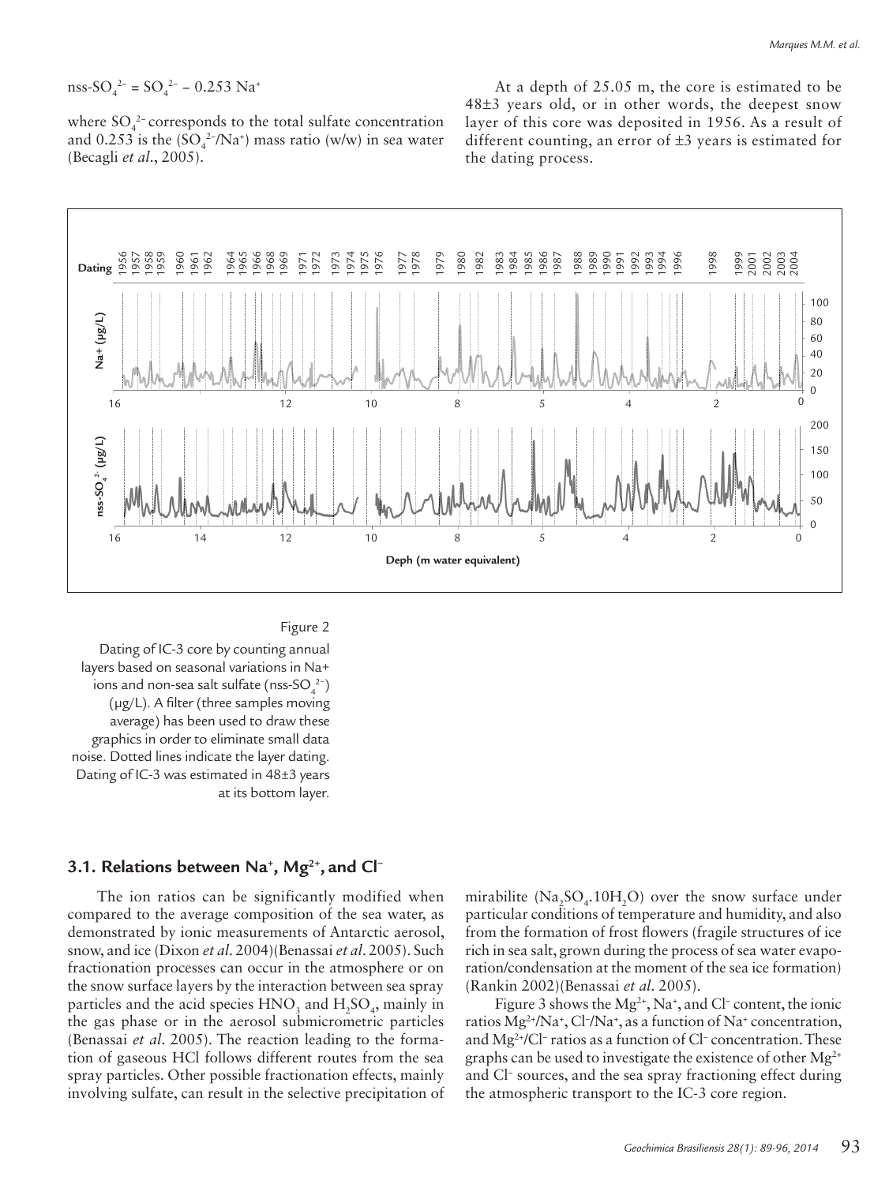$$nss\text{-}SO_4^{2-} = SO_4^{2-} - 0.253\ Na^+$$

where $SO_4^{2-}$ corresponds to the total sulfate concentration and 0.253 is the ($SO_4^{2-}/Na^+$) mass ratio (w/w) in sea water (Becagli *et al.*, 2005).

At a depth of 25.05 m, the core is estimated to be 48±3 years old, or in other words, the deepest snow layer of this core was deposited in 1956. As a result of different counting, an error of ±3 years is estimated for the dating process.

Figure 2

Dating of IC-3 core by counting annual layers based on seasonal variations in Na+ ions and non-sea salt sulfate (nss-$SO_4^{2-}$) (μg/L). A filter (three samples moving average) has been used to draw these graphics in order to eliminate small data noise. Dotted lines indicate the layer dating. Dating of IC-3 was estimated in 48±3 years at its bottom layer.

### 3.1. Relations between $Na^+$, $Mg^{2+}$, and $Cl^-$

The ion ratios can be significantly modified when compared to the average composition of the sea water, as demonstrated by ionic measurements of Antarctic aerosol, snow, and ice (Dixon *et al.* 2004)(Benassai *et al.* 2005). Such fractionation processes can occur in the atmosphere or on the snow surface layers by the interaction between sea spray particles and the acid species $HNO_3$ and $H_2SO_4$, mainly in the gas phase or in the aerosol submicrometric particles (Benassai *et al.* 2005). The reaction leading to the formation of gaseous HCl follows different routes from the sea spray particles. Other possible fractionation effects, mainly involving sulfate, can result in the selective precipitation of mirabilite ($Na_2SO_4.10H_2O$) over the snow surface under particular conditions of temperature and humidity, and also from the formation of frost flowers (fragile structures of ice rich in sea salt, grown during the process of sea water evaporation/condensation at the moment of the sea ice formation) (Rankin 2002)(Benassai *et al.* 2005).

Figure 3 shows the $Mg^{2+}$, $Na^+$, and $Cl^-$ content, the ionic ratios $Mg^{2+}/Na^+$, $Cl^-/Na^+$, as a function of $Na^+$ concentration, and $Mg^{2+}/Cl^-$ ratios as a function of $Cl^-$ concentration. These graphs can be used to investigate the existence of other $Mg^{2+}$ and $Cl^-$ sources, and the sea spray fractioning effect during the atmospheric transport to the IC-3 core region.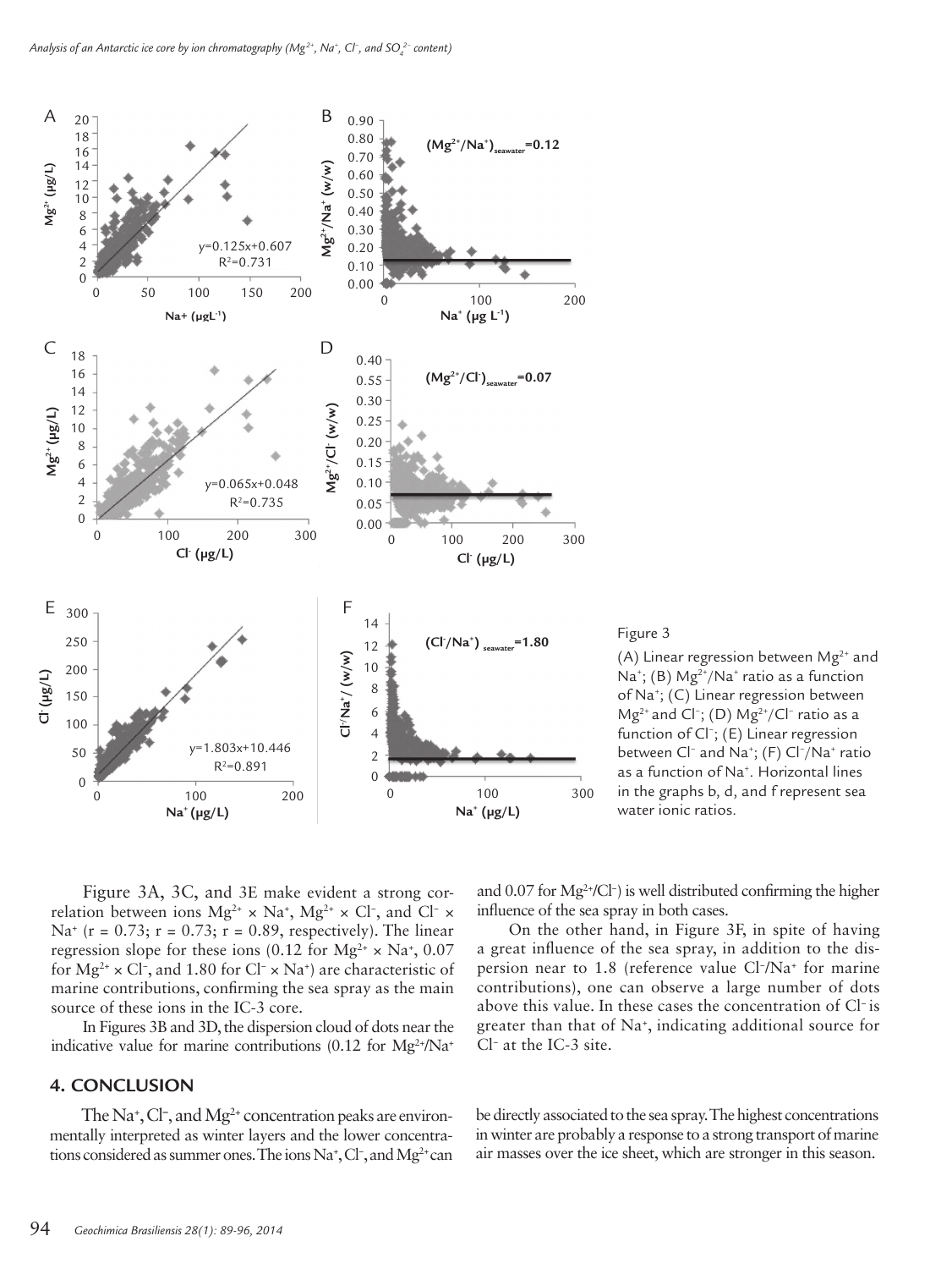Figure 3

(A) Linear regression between $Mg^{2+}$ and $Na^+$; (B) $Mg^{2+}/Na^+$ ratio as a function of $Na^+$; (C) Linear regression between $Mg^{2+}$ and $Cl^-$; (D) $Mg^{2+}/Cl^-$ ratio as a function of $Cl^-$; (E) Linear regression between $Cl^-$ and $Na^+$; (F) $Cl^-/Na^+$ ratio as a function of $Na^+$. Horizontal lines in the graphs b, d, and f represent sea water ionic ratios.

Figure 3A, 3C, and 3E make evident a strong correlation between ions $Mg^{2+} \times Na^+$, $Mg^{2+} \times Cl^-$, and $Cl^- \times Na^+$ ($r = 0.73$; $r = 0.73$; $r = 0.89$, respectively). The linear regression slope for these ions (0.12 for $Mg^{2+} \times Na^+$, 0.07 for $Mg^{2+} \times Cl^-$, and 1.80 for $Cl^- \times Na^+$) are characteristic of marine contributions, confirming the sea spray as the main source of these ions in the IC-3 core.

In Figures 3B and 3D, the dispersion cloud of dots near the indicative value for marine contributions (0.12 for $Mg^{2+}/Na^+$ and 0.07 for $Mg^{2+}/Cl^-$) is well distributed confirming the higher influence of the sea spray in both cases.

On the other hand, in Figure 3F, in spite of having a great influence of the sea spray, in addition to the dispersion near to 1.8 (reference value $Cl^-/Na^+$ for marine contributions), one can observe a large number of dots above this value. In these cases the concentration of $Cl^-$ is greater than that of $Na^+$, indicating additional source for $Cl^-$ at the IC-3 site.

## 4. CONCLUSION

The $Na^+$, $Cl^-$, and $Mg^{2+}$ concentration peaks are environmentally interpreted as winter layers and the lower concentrations considered as summer ones. The ions $Na^+$, $Cl^-$, and $Mg^{2+}$ can be directly associated to the sea spray. The highest concentrations in winter are probably a response to a strong transport of marine air masses over the ice sheet, which are stronger in this season.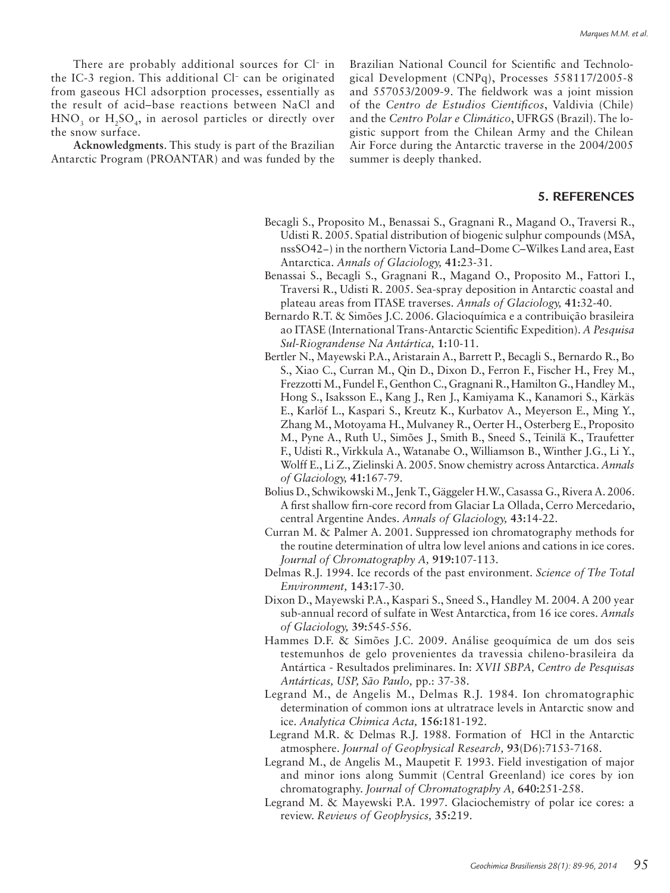There are probably additional sources for $Cl^-$ in the IC-3 region. This additional $Cl^-$ can be originated from gaseous HCl adsorption processes, essentially as the result of acid–base reactions between NaCl and $HNO_3$ or $H_2SO_4$, in aerosol particles or directly over the snow surface.

**Acknowledgments**. This study is part of the Brazilian Antarctic Program (PROANTAR) and was funded by the Brazilian National Council for Scientific and Technological Development (CNPq), Processes 558117/2005-8 and 557053/2009-9. The fieldwork was a joint mission of the *Centro de Estudios Cientificos*, Valdivia (Chile) and the *Centro Polar e Climático*, UFRGS (Brazil). The logistic support from the Chilean Army and the Chilean Air Force during the Antarctic traverse in the 2004/2005 summer is deeply thanked.

## 5. REFERENCES

Becagli S., Proposito M., Benassai S., Gragnani R., Magand O., Traversi R., Udisti R. 2005. Spatial distribution of biogenic sulphur compounds (MSA, nssSO42–) in the northern Victoria Land–Dome C–Wilkes Land area, East Antarctica. *Annals of Glaciology,* **41:**23-31.

Benassai S., Becagli S., Gragnani R., Magand O., Proposito M., Fattori I., Traversi R., Udisti R. 2005. Sea-spray deposition in Antarctic coastal and plateau areas from ITASE traverses. *Annals of Glaciology,* **41:**32-40.

Bernardo R.T. & Simões J.C. 2006. Glacioquímica e a contribuição brasileira ao ITASE (International Trans-Antarctic Scientific Expedition). *A Pesquisa Sul-Riograndense Na Antártica,* **1:**10-11.

Bertler N., Mayewski P.A., Aristarain A., Barrett P., Becagli S., Bernardo R., Bo S., Xiao C., Curran M., Qin D., Dixon D., Ferron F., Fischer H., Frey M., Frezzotti M., Fundel F., Genthon C., Gragnani R., Hamilton G., Handley M., Hong S., Isaksson E., Kang J., Ren J., Kamiyama K., Kanamori S., Kärkäs E., Karlöf L., Kaspari S., Kreutz K., Kurbatov A., Meyerson E., Ming Y., Zhang M., Motoyama H., Mulvaney R., Oerter H., Osterberg E., Proposito M., Pyne A., Ruth U., Simões J., Smith B., Sneed S., Teinilä K., Traufetter F., Udisti R., Virkkula A., Watanabe O., Williamson B., Winther J.G., Li Y., Wolff E., Li Z., Zielinski A. 2005. Snow chemistry across Antarctica. *Annals of Glaciology,* **41:**167-79.

Bolius D., Schwikowski M., Jenk T., Gäggeler H.W., Casassa G., Rivera A. 2006. A first shallow firn-core record from Glaciar La Ollada, Cerro Mercedario, central Argentine Andes. *Annals of Glaciology,* **43:**14-22.

Curran M. & Palmer A. 2001. Suppressed ion chromatography methods for the routine determination of ultra low level anions and cations in ice cores. *Journal of Chromatography A,* **919:**107-113.

Delmas R.J. 1994. Ice records of the past environment. *Science of The Total Environment,* **143:**17-30.

Dixon D., Mayewski P.A., Kaspari S., Sneed S., Handley M. 2004. A 200 year sub-annual record of sulfate in West Antarctica, from 16 ice cores. *Annals of Glaciology,* **39:**545-556.

Hammes D.F. & Simões J.C. 2009. Análise geoquímica de um dos seis testemunhos de gelo provenientes da travessia chileno-brasileira da Antártica - Resultados preliminares. In: *XVII SBPA, Centro de Pesquisas Antárticas, USP, São Paulo,* pp.: 37-38.

Legrand M., de Angelis M., Delmas R.J. 1984. Ion chromatographic determination of common ions at ultratrace levels in Antarctic snow and ice. *Analytica Chimica Acta,* **156:**181-192.

Legrand M.R. & Delmas R.J. 1988. Formation of HCl in the Antarctic atmosphere. *Journal of Geophysical Research,* **93**(D6):7153-7168.

Legrand M., de Angelis M., Maupetit F. 1993. Field investigation of major and minor ions along Summit (Central Greenland) ice cores by ion chromatography. *Journal of Chromatography A,* **640:**251-258.

Legrand M. & Mayewski P.A. 1997. Glaciochemistry of polar ice cores: a review. *Reviews of Geophysics,* **35:**219.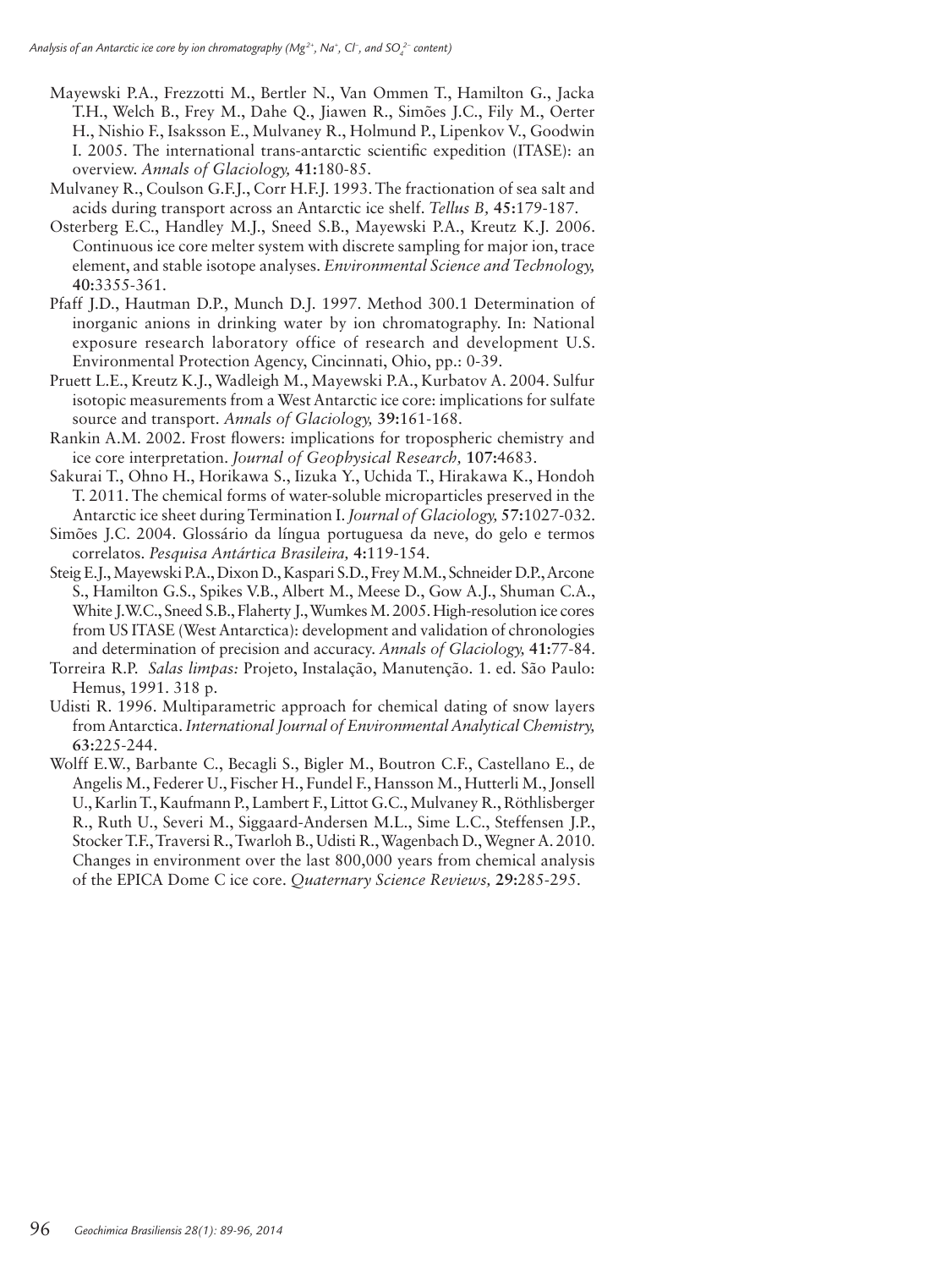Mayewski P.A., Frezzotti M., Bertler N., Van Ommen T., Hamilton G., Jacka T.H., Welch B., Frey M., Dahe Q., Jiawen R., Simões J.C., Fily M., Oerter H., Nishio F., Isaksson E., Mulvaney R., Holmund P., Lipenkov V., Goodwin I. 2005. The international trans-antarctic scientific expedition (ITASE): an overview. *Annals of Glaciology,* **41:**180-85.

Mulvaney R., Coulson G.F.J., Corr H.F.J. 1993. The fractionation of sea salt and acids during transport across an Antarctic ice shelf. *Tellus B,* **45:**179-187.

Osterberg E.C., Handley M.J., Sneed S.B., Mayewski P.A., Kreutz K.J. 2006. Continuous ice core melter system with discrete sampling for major ion, trace element, and stable isotope analyses. *Environmental Science and Technology,* **40:**3355-361.

Pfaff J.D., Hautman D.P., Munch D.J. 1997. Method 300.1 Determination of inorganic anions in drinking water by ion chromatography. In: National exposure research laboratory office of research and development U.S. Environmental Protection Agency, Cincinnati, Ohio, pp.: 0-39.

Pruett L.E., Kreutz K.J., Wadleigh M., Mayewski P.A., Kurbatov A. 2004. Sulfur isotopic measurements from a West Antarctic ice core: implications for sulfate source and transport. *Annals of Glaciology,* **39:**161-168.

Rankin A.M. 2002. Frost flowers: implications for tropospheric chemistry and ice core interpretation. *Journal of Geophysical Research,* **107:**4683.

Sakurai T., Ohno H., Horikawa S., Iizuka Y., Uchida T., Hirakawa K., Hondoh T. 2011. The chemical forms of water-soluble microparticles preserved in the Antarctic ice sheet during Termination I. *Journal of Glaciology,* **57:**1027-032.

Simões J.C. 2004. Glossário da língua portuguesa da neve, do gelo e termos correlatos. *Pesquisa Antártica Brasileira,* **4:**119-154.

Steig E.J., Mayewski P.A., Dixon D., Kaspari S.D., Frey M.M., Schneider D.P., Arcone S., Hamilton G.S., Spikes V.B., Albert M., Meese D., Gow A.J., Shuman C.A., White J.W.C., Sneed S.B., Flaherty J., Wumkes M. 2005. High-resolution ice cores from US ITASE (West Antarctica): development and validation of chronologies and determination of precision and accuracy. *Annals of Glaciology,* **41:**77-84.

Torreira R.P. *Salas limpas:* Projeto, Instalação, Manutenção. 1. ed. São Paulo: Hemus, 1991. 318 p.

Udisti R. 1996. Multiparametric approach for chemical dating of snow layers from Antarctica. *International Journal of Environmental Analytical Chemistry,* **63:**225-244.

Wolff E.W., Barbante C., Becagli S., Bigler M., Boutron C.F., Castellano E., de Angelis M., Federer U., Fischer H., Fundel F., Hansson M., Hutterli M., Jonsell U., Karlin T., Kaufmann P., Lambert F., Littot G.C., Mulvaney R., Röthlisberger R., Ruth U., Severi M., Siggaard-Andersen M.L., Sime L.C., Steffensen J.P., Stocker T.F., Traversi R., Twarloh B., Udisti R., Wagenbach D., Wegner A. 2010. Changes in environment over the last 800,000 years from chemical analysis of the EPICA Dome C ice core. *Quaternary Science Reviews,* **29:**285-295.